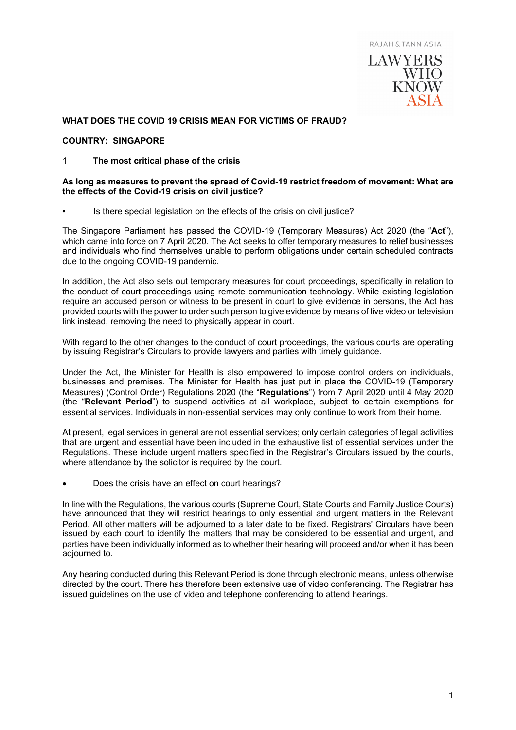**WHAT DOES THE COVID 19 CRISIS MEAN FOR VICTIMS OF FRAUD?**

**COUNTRY: SINGAPORE**

## 1 The most critical phase of the crisis

**As long as measures to prevent the spread of Covid-19 restrict freedom of movement: What are the effects of the Covid-19 crisis on civil justice?**

- Is there special legislation on the effects of the crisis on civil justice?

The Singapore Parliament has passed the COVID-19 (Temporary Measures) Act 2020 (the "**Act**"), which came into force on 7 April 2020. The Act seeks to offer temporary measures to relief businesses and individuals who find themselves unable to perform obligations under certain scheduled contracts due to the ongoing COVID-19 pandemic.

In addition, the Act also sets out temporary measures for court proceedings, specifically in relation to the conduct of court proceedings using remote communication technology. While existing legislation require an accused person or witness to be present in court to give evidence in persons, the Act has provided courts with the power to order such person to give evidence by means of live video or television link instead, removing the need to physically appear in court.

With regard to the other changes to the conduct of court proceedings, the various courts are operating by issuing Registrar's Circulars to provide lawyers and parties with timely guidance.

Under the Act, the Minister for Health is also empowered to impose control orders on individuals, businesses and premises. The Minister for Health has just put in place the COVID-19 (Temporary Measures) (Control Order) Regulations 2020 (the "**Regulations**") from 7 April 2020 until 4 May 2020 (the "**Relevant Period**") to suspend activities at all workplace, subject to certain exemptions for essential services. Individuals in non-essential services may only continue to work from their home.

At present, legal services in general are not essential services; only certain categories of legal activities that are urgent and essential have been included in the exhaustive list of essential services under the Regulations. These include urgent matters specified in the Registrar's Circulars issued by the courts, where attendance by the solicitor is required by the court.

- Does the crisis have an effect on court hearings?

In line with the Regulations, the various courts (Supreme Court, State Courts and Family Justice Courts) have announced that they will restrict hearings to only essential and urgent matters in the Relevant Period. All other matters will be adjourned to a later date to be fixed. Registrars' Circulars have been issued by each court to identify the matters that may be considered to be essential and urgent, and parties have been individually informed as to whether their hearing will proceed and/or when it has been adjourned to.

Any hearing conducted during this Relevant Period is done through electronic means, unless otherwise directed by the court. There has therefore been extensive use of video conferencing. The Registrar has issued guidelines on the use of video and telephone conferencing to attend hearings.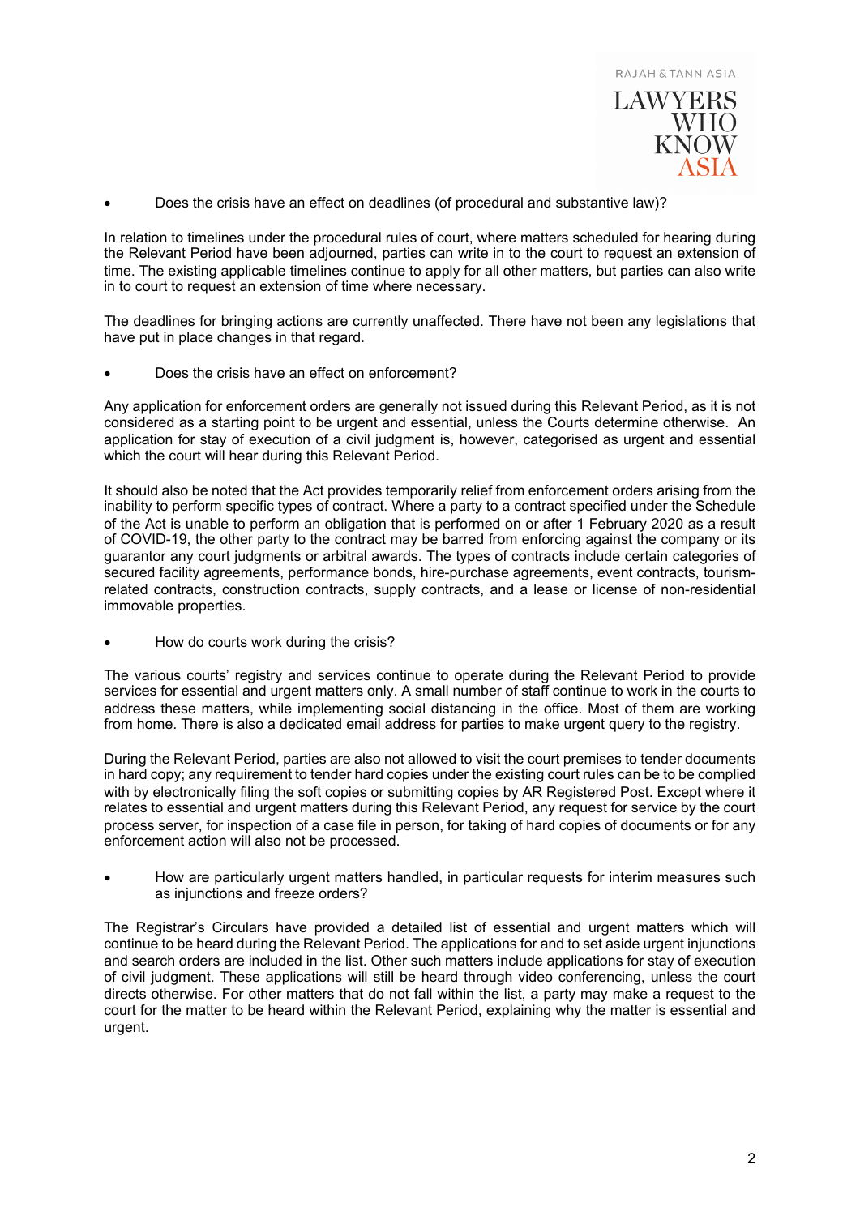- Does the crisis have an effect on deadlines (of procedural and substantive law)?

In relation to timelines under the procedural rules of court, where matters scheduled for hearing during the Relevant Period have been adjourned, parties can write in to the court to request an extension of time. The existing applicable timelines continue to apply for all other matters, but parties can also write in to court to request an extension of time where necessary.

The deadlines for bringing actions are currently unaffected. There have not been any legislations that have put in place changes in that regard.

- Does the crisis have an effect on enforcement?

Any application for enforcement orders are generally not issued during this Relevant Period, as it is not considered as a starting point to be urgent and essential, unless the Courts determine otherwise. An application for stay of execution of a civil judgment is, however, categorised as urgent and essential which the court will hear during this Relevant Period.

It should also be noted that the Act provides temporarily relief from enforcement orders arising from the inability to perform specific types of contract. Where a party to a contract specified under the Schedule of the Act is unable to perform an obligation that is performed on or after 1 February 2020 as a result of COVID-19, the other party to the contract may be barred from enforcing against the company or its guarantor any court judgments or arbitral awards. The types of contracts include certain categories of secured facility agreements, performance bonds, hire-purchase agreements, event contracts, tourism-related contracts, construction contracts, supply contracts, and a lease or license of non-residential immovable properties.

- How do courts work during the crisis?

The various courts' registry and services continue to operate during the Relevant Period to provide services for essential and urgent matters only. A small number of staff continue to work in the courts to address these matters, while implementing social distancing in the office. Most of them are working from home. There is also a dedicated email address for parties to make urgent query to the registry.

During the Relevant Period, parties are also not allowed to visit the court premises to tender documents in hard copy; any requirement to tender hard copies under the existing court rules can be to be complied with by electronically filing the soft copies or submitting copies by AR Registered Post. Except where it relates to essential and urgent matters during this Relevant Period, any request for service by the court process server, for inspection of a case file in person, for taking of hard copies of documents or for any enforcement action will also not be processed.

- How are particularly urgent matters handled, in particular requests for interim measures such as injunctions and freeze orders?

The Registrar's Circulars have provided a detailed list of essential and urgent matters which will continue to be heard during the Relevant Period. The applications for and to set aside urgent injunctions and search orders are included in the list. Other such matters include applications for stay of execution of civil judgment. These applications will still be heard through video conferencing, unless the court directs otherwise. For other matters that do not fall within the list, a party may make a request to the court for the matter to be heard within the Relevant Period, explaining why the matter is essential and urgent.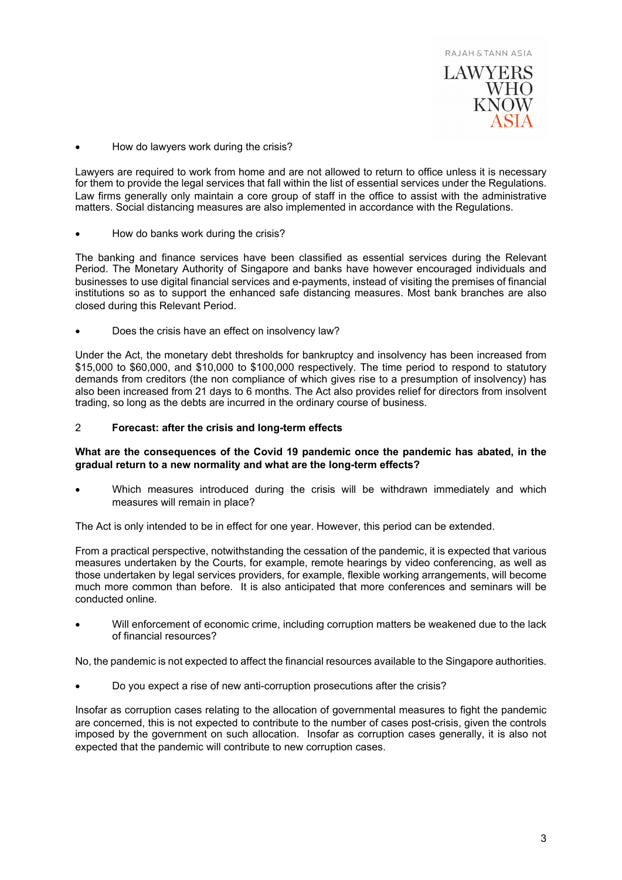- How do lawyers work during the crisis?

Lawyers are required to work from home and are not allowed to return to office unless it is necessary for them to provide the legal services that fall within the list of essential services under the Regulations. Law firms generally only maintain a core group of staff in the office to assist with the administrative matters. Social distancing measures are also implemented in accordance with the Regulations.

- How do banks work during the crisis?

The banking and finance services have been classified as essential services during the Relevant Period. The Monetary Authority of Singapore and banks have however encouraged individuals and businesses to use digital financial services and e-payments, instead of visiting the premises of financial institutions so as to support the enhanced safe distancing measures. Most bank branches are also closed during this Relevant Period.

- Does the crisis have an effect on insolvency law?

Under the Act, the monetary debt thresholds for bankruptcy and insolvency has been increased from $15,000 to $60,000, and $10,000 to $100,000 respectively. The time period to respond to statutory demands from creditors (the non compliance of which gives rise to a presumption of insolvency) has also been increased from 21 days to 6 months. The Act also provides relief for directors from insolvent trading, so long as the debts are incurred in the ordinary course of business.

## 2 Forecast: after the crisis and long-term effects

**What are the consequences of the Covid 19 pandemic once the pandemic has abated, in the gradual return to a new normality and what are the long-term effects?**

- Which measures introduced during the crisis will be withdrawn immediately and which measures will remain in place?

The Act is only intended to be in effect for one year. However, this period can be extended.

From a practical perspective, notwithstanding the cessation of the pandemic, it is expected that various measures undertaken by the Courts, for example, remote hearings by video conferencing, as well as those undertaken by legal services providers, for example, flexible working arrangements, will become much more common than before. It is also anticipated that more conferences and seminars will be conducted online.

- Will enforcement of economic crime, including corruption matters be weakened due to the lack of financial resources?

No, the pandemic is not expected to affect the financial resources available to the Singapore authorities.

- Do you expect a rise of new anti-corruption prosecutions after the crisis?

Insofar as corruption cases relating to the allocation of governmental measures to fight the pandemic are concerned, this is not expected to contribute to the number of cases post-crisis, given the controls imposed by the government on such allocation. Insofar as corruption cases generally, it is also not expected that the pandemic will contribute to new corruption cases.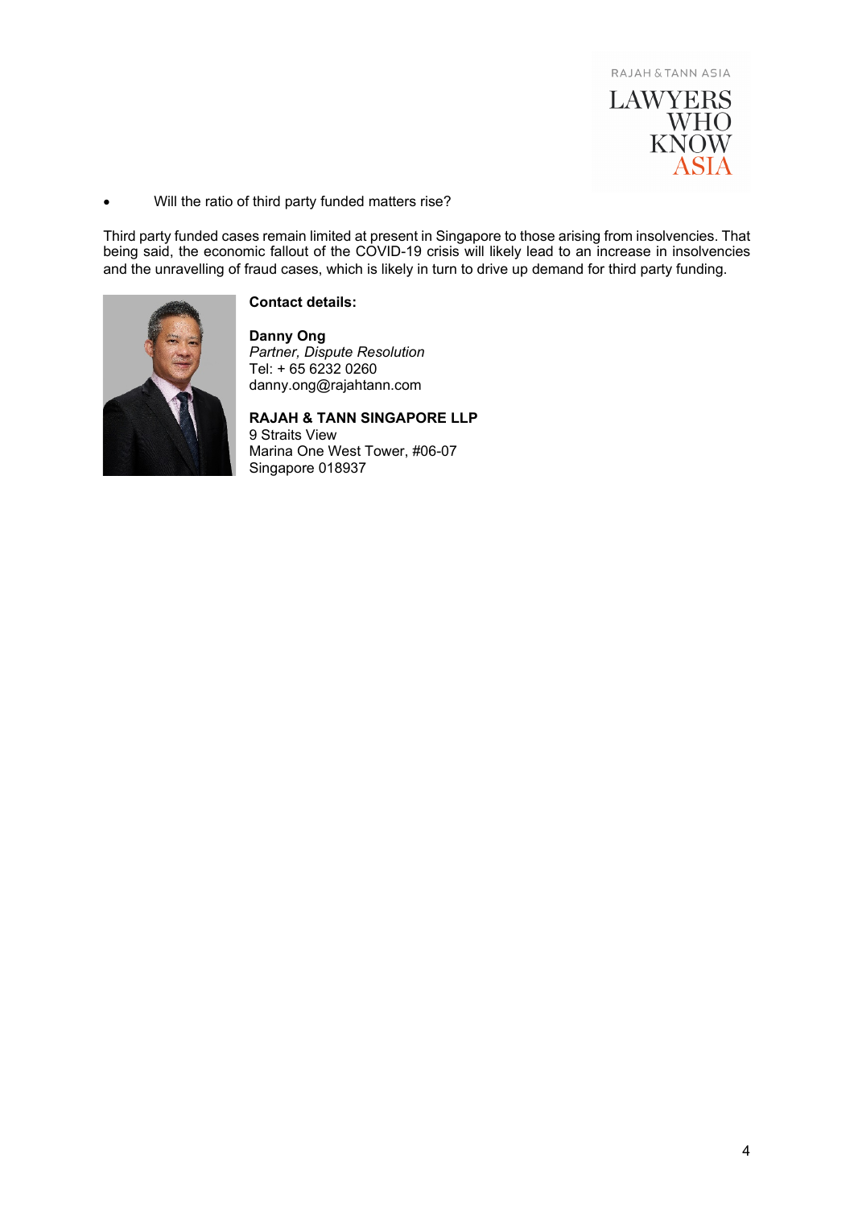- Will the ratio of third party funded matters rise?

Third party funded cases remain limited at present in Singapore to those arising from insolvencies. That being said, the economic fallout of the COVID-19 crisis will likely lead to an increase in insolvencies and the unravelling of fraud cases, which is likely in turn to drive up demand for third party funding.

**Contact details:**

**Danny Ong**
*Partner, Dispute Resolution*
Tel: + 65 6232 0260
danny.ong@rajahtann.com

**RAJAH & TANN SINGAPORE LLP**
9 Straits View
Marina One West Tower, #06-07
Singapore 018937